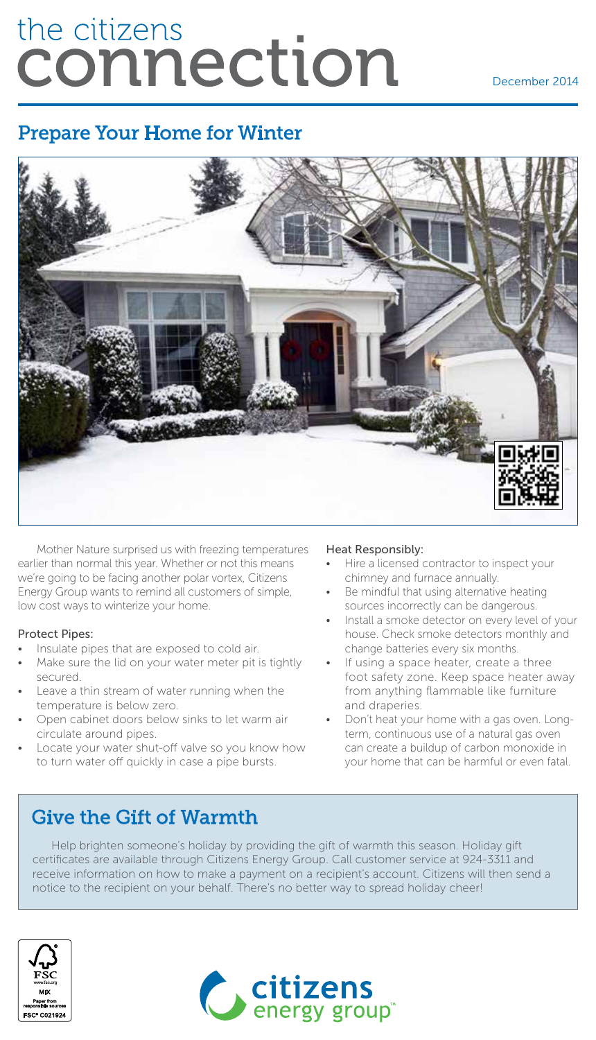# the citizens connection

December 2014

## Prepare Your Home for Winter

Mother Nature surprised us with freezing temperatures earlier than normal this year. Whether or not this means we're going to be facing another polar vortex, Citizens Energy Group wants to remind all customers of simple, low cost ways to winterize your home.

### Protect Pipes:

- Insulate pipes that are exposed to cold air.
- Make sure the lid on your water meter pit is tightly secured.
- Leave a thin stream of water running when the temperature is below zero.
- Open cabinet doors below sinks to let warm air circulate around pipes.
- Locate your water shut-off valve so you know how to turn water off quickly in case a pipe bursts.

### Heat Responsibly:

- Hire a licensed contractor to inspect your chimney and furnace annually.
- Be mindful that using alternative heating sources incorrectly can be dangerous.
- Install a smoke detector on every level of your house. Check smoke detectors monthly and change batteries every six months.
- If using a space heater, create a three foot safety zone. Keep space heater away from anything flammable like furniture and draperies.
- Don't heat your home with a gas oven. Long-term, continuous use of a natural gas oven can create a buildup of carbon monoxide in your home that can be harmful or even fatal.

## Give the Gift of Warmth

Help brighten someone's holiday by providing the gift of warmth this season. Holiday gift certificates are available through Citizens Energy Group. Call customer service at 924-3311 and receive information on how to make a payment on a recipient's account. Citizens will then send a notice to the recipient on your behalf. There's no better way to spread holiday cheer!

FSC www.fsc.org MIX Paper from responsible sources FSC® C021924

citizens energy group™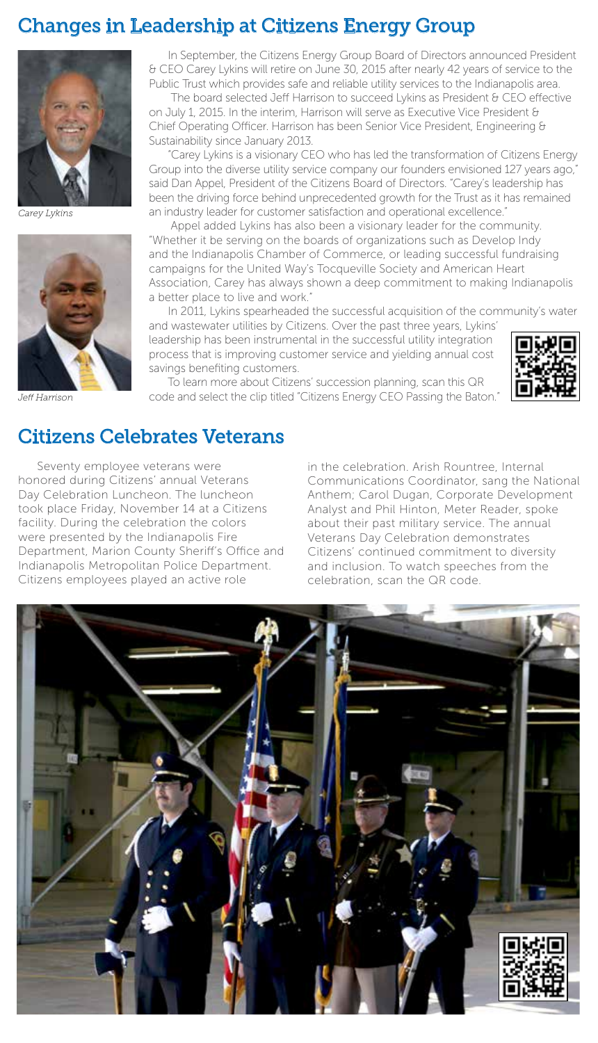## Changes in Leadership at Citizens Energy Group

*Carey Lykins*

*Jeff Harrison*

In September, the Citizens Energy Group Board of Directors announced President & CEO Carey Lykins will retire on June 30, 2015 after nearly 42 years of service to the Public Trust which provides safe and reliable utility services to the Indianapolis area.

The board selected Jeff Harrison to succeed Lykins as President & CEO effective on July 1, 2015. In the interim, Harrison will serve as Executive Vice President & Chief Operating Officer. Harrison has been Senior Vice President, Engineering & Sustainability since January 2013.

"Carey Lykins is a visionary CEO who has led the transformation of Citizens Energy Group into the diverse utility service company our founders envisioned 127 years ago," said Dan Appel, President of the Citizens Board of Directors. "Carey's leadership has been the driving force behind unprecedented growth for the Trust as it has remained an industry leader for customer satisfaction and operational excellence."

Appel added Lykins has also been a visionary leader for the community. "Whether it be serving on the boards of organizations such as Develop Indy and the Indianapolis Chamber of Commerce, or leading successful fundraising campaigns for the United Way's Tocqueville Society and American Heart Association, Carey has always shown a deep commitment to making Indianapolis a better place to live and work."

In 2011, Lykins spearheaded the successful acquisition of the community's water and wastewater utilities by Citizens. Over the past three years, Lykins' leadership has been instrumental in the successful utility integration process that is improving customer service and yielding annual cost savings benefiting customers.

To learn more about Citizens' succession planning, scan this QR code and select the clip titled "Citizens Energy CEO Passing the Baton."

## Citizens Celebrates Veterans

Seventy employee veterans were honored during Citizens' annual Veterans Day Celebration Luncheon. The luncheon took place Friday, November 14 at a Citizens facility. During the celebration the colors were presented by the Indianapolis Fire Department, Marion County Sheriff's Office and Indianapolis Metropolitan Police Department. Citizens employees played an active role in the celebration. Arish Rountree, Internal Communications Coordinator, sang the National Anthem; Carol Dugan, Corporate Development Analyst and Phil Hinton, Meter Reader, spoke about their past military service. The annual Veterans Day Celebration demonstrates Citizens' continued commitment to diversity and inclusion. To watch speeches from the celebration, scan the QR code.